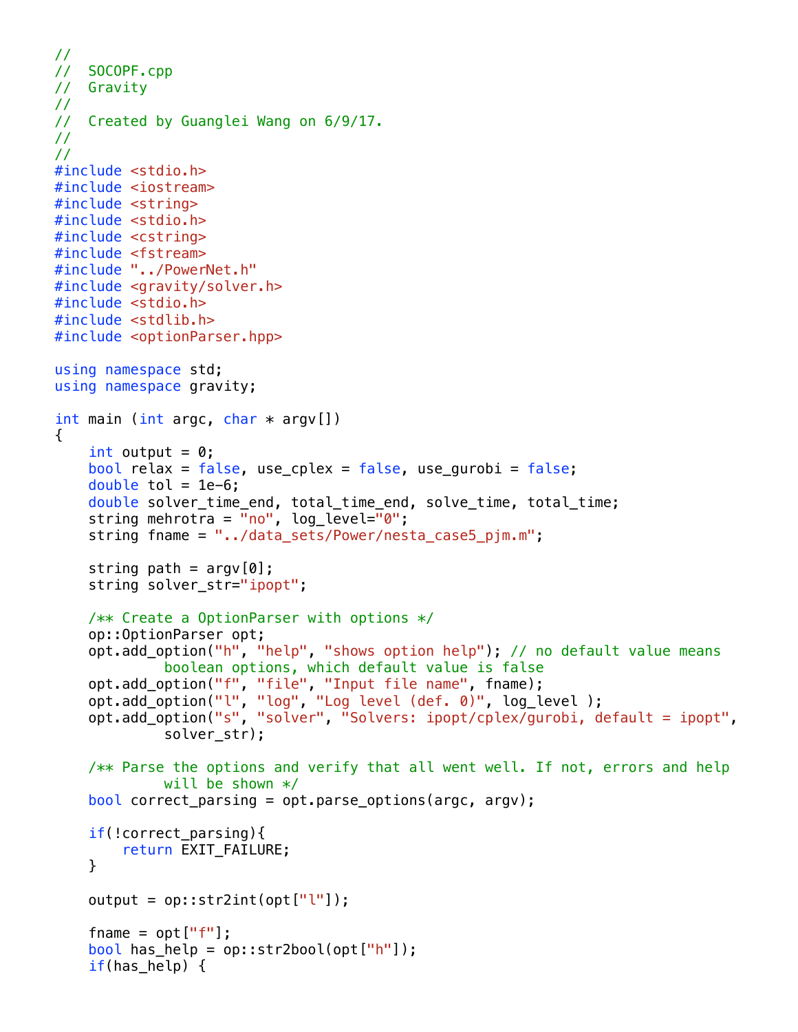```cpp
//
//  SOCOPF.cpp
//  Gravity
//
//  Created by Guanglei Wang on 6/9/17.
//
//
#include <stdio.h>
#include <iostream>
#include <string>
#include <stdio.h>
#include <cstring>
#include <fstream>
#include "../PowerNet.h"
#include <gravity/solver.h>
#include <stdio.h>
#include <stdlib.h>
#include <optionParser.hpp>

using namespace std;
using namespace gravity;

int main (int argc, char * argv[])
{
    int output = 0;
    bool relax = false, use_cplex = false, use_gurobi = false;
    double tol = 1e-6;
    double solver_time_end, total_time_end, solve_time, total_time;
    string mehrotra = "no", log_level="0";
    string fname = "../data_sets/Power/nesta_case5_pjm.m";

    string path = argv[0];
    string solver_str="ipopt";

    /** Create a OptionParser with options */
    op::OptionParser opt;
    opt.add_option("h", "help", "shows option help"); // no default value means
            boolean options, which default value is false
    opt.add_option("f", "file", "Input file name", fname);
    opt.add_option("l", "log", "Log level (def. 0)", log_level );
    opt.add_option("s", "solver", "Solvers: ipopt/cplex/gurobi, default = ipopt",
            solver_str);

    /** Parse the options and verify that all went well. If not, errors and help
            will be shown */
    bool correct_parsing = opt.parse_options(argc, argv);

    if(!correct_parsing){
        return EXIT_FAILURE;
    }

    output = op::str2int(opt["l"]);

    fname = opt["f"];
    bool has_help = op::str2bool(opt["h"]);
    if(has_help) {
```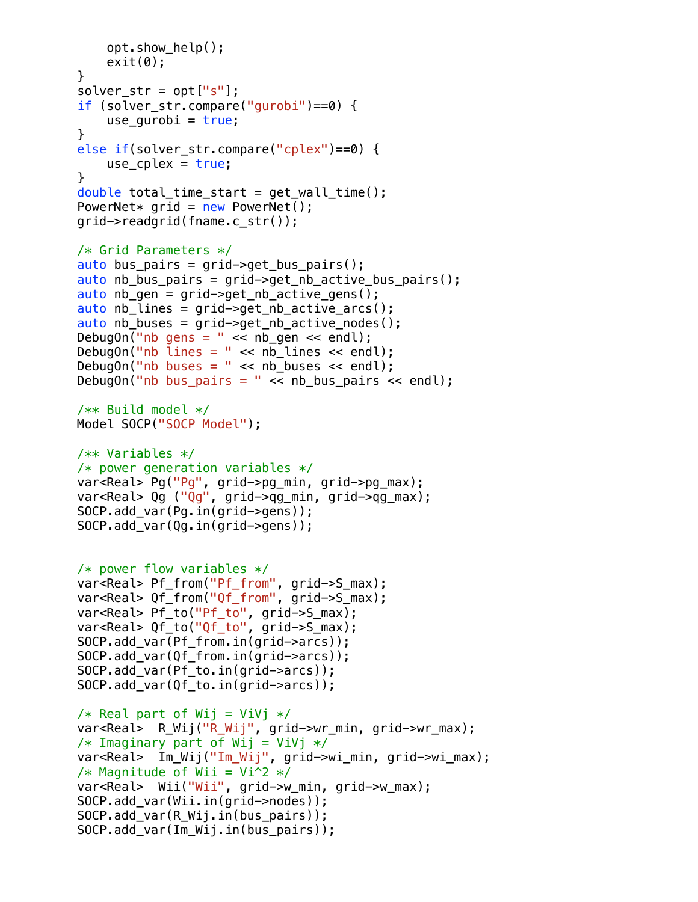```
        opt.show_help();
        exit(0);
    }
    solver_str = opt["s"];
    if (solver_str.compare("gurobi")==0) {
        use_gurobi = true;
    }
    else if(solver_str.compare("cplex")==0) {
        use_cplex = true;
    }
    double total_time_start = get_wall_time();
    PowerNet* grid = new PowerNet();
    grid->readgrid(fname.c_str());

    /* Grid Parameters */
    auto bus_pairs = grid->get_bus_pairs();
    auto nb_bus_pairs = grid->get_nb_active_bus_pairs();
    auto nb_gen = grid->get_nb_active_gens();
    auto nb_lines = grid->get_nb_active_arcs();
    auto nb_buses = grid->get_nb_active_nodes();
    DebugOn("nb gens = " << nb_gen << endl);
    DebugOn("nb lines = " << nb_lines << endl);
    DebugOn("nb buses = " << nb_buses << endl);
    DebugOn("nb bus_pairs = " << nb_bus_pairs << endl);

    /** Build model */
    Model SOCP("SOCP Model");

    /** Variables */
    /* power generation variables */
    var<Real> Pg("Pg", grid->pg_min, grid->pg_max);
    var<Real> Qg ("Qg", grid->qg_min, grid->qg_max);
    SOCP.add_var(Pg.in(grid->gens));
    SOCP.add_var(Qg.in(grid->gens));


    /* power flow variables */
    var<Real> Pf_from("Pf_from", grid->S_max);
    var<Real> Qf_from("Qf_from", grid->S_max);
    var<Real> Pf_to("Pf_to", grid->S_max);
    var<Real> Qf_to("Qf_to", grid->S_max);
    SOCP.add_var(Pf_from.in(grid->arcs));
    SOCP.add_var(Qf_from.in(grid->arcs));
    SOCP.add_var(Pf_to.in(grid->arcs));
    SOCP.add_var(Qf_to.in(grid->arcs));

    /* Real part of Wij = ViVj */
    var<Real>  R_Wij("R_Wij", grid->wr_min, grid->wr_max);
    /* Imaginary part of Wij = ViVj */
    var<Real>  Im_Wij("Im_Wij", grid->wi_min, grid->wi_max);
    /* Magnitude of Wii = Vi^2 */
    var<Real>  Wii("Wii", grid->w_min, grid->w_max);
    SOCP.add_var(Wii.in(grid->nodes));
    SOCP.add_var(R_Wij.in(bus_pairs));
    SOCP.add_var(Im_Wij.in(bus_pairs));
```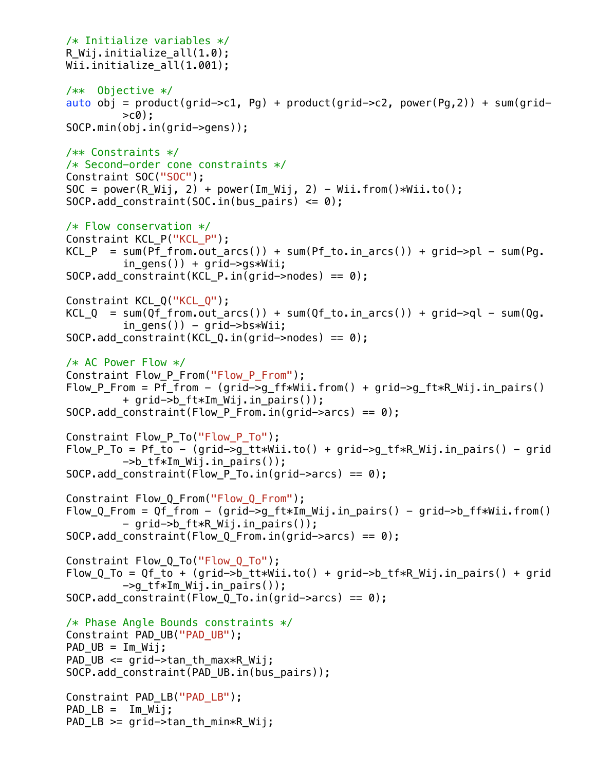```
/* Initialize variables */
R_Wij.initialize_all(1.0);
Wii.initialize_all(1.001);

/**  Objective */
auto obj = product(grid->c1, Pg) + product(grid->c2, power(Pg,2)) + sum(grid->c0);
SOCP.min(obj.in(grid->gens));

/** Constraints */
/* Second-order cone constraints */
Constraint SOC("SOC");
SOC = power(R_Wij, 2) + power(Im_Wij, 2) - Wii.from()*Wii.to();
SOCP.add_constraint(SOC.in(bus_pairs) <= 0);

/* Flow conservation */
Constraint KCL_P("KCL_P");
KCL_P  = sum(Pf_from.out_arcs()) + sum(Pf_to.in_arcs()) + grid->pl - sum(Pg.in_gens()) + grid->gs*Wii;
SOCP.add_constraint(KCL_P.in(grid->nodes) == 0);

Constraint KCL_Q("KCL_Q");
KCL_Q  = sum(Qf_from.out_arcs()) + sum(Qf_to.in_arcs()) + grid->ql - sum(Qg.in_gens()) - grid->bs*Wii;
SOCP.add_constraint(KCL_Q.in(grid->nodes) == 0);

/* AC Power Flow */
Constraint Flow_P_From("Flow_P_From");
Flow_P_From = Pf_from - (grid->g_ff*Wii.from() + grid->g_ft*R_Wij.in_pairs()
        + grid->b_ft*Im_Wij.in_pairs());
SOCP.add_constraint(Flow_P_From.in(grid->arcs) == 0);

Constraint Flow_P_To("Flow_P_To");
Flow_P_To = Pf_to - (grid->g_tt*Wii.to() + grid->g_tf*R_Wij.in_pairs() - grid->b_tf*Im_Wij.in_pairs());
SOCP.add_constraint(Flow_P_To.in(grid->arcs) == 0);

Constraint Flow_Q_From("Flow_Q_From");
Flow_Q_From = Qf_from - (grid->g_ft*Im_Wij.in_pairs() - grid->b_ff*Wii.from()
        - grid->b_ft*R_Wij.in_pairs());
SOCP.add_constraint(Flow_Q_From.in(grid->arcs) == 0);

Constraint Flow_Q_To("Flow_Q_To");
Flow_Q_To = Qf_to + (grid->b_tt*Wii.to() + grid->b_tf*R_Wij.in_pairs() + grid->g_tf*Im_Wij.in_pairs());
SOCP.add_constraint(Flow_Q_To.in(grid->arcs) == 0);

/* Phase Angle Bounds constraints */
Constraint PAD_UB("PAD_UB");
PAD_UB = Im_Wij;
PAD_UB <= grid->tan_th_max*R_Wij;
SOCP.add_constraint(PAD_UB.in(bus_pairs));

Constraint PAD_LB("PAD_LB");
PAD_LB =  Im_Wij;
PAD_LB >= grid->tan_th_min*R_Wij;
```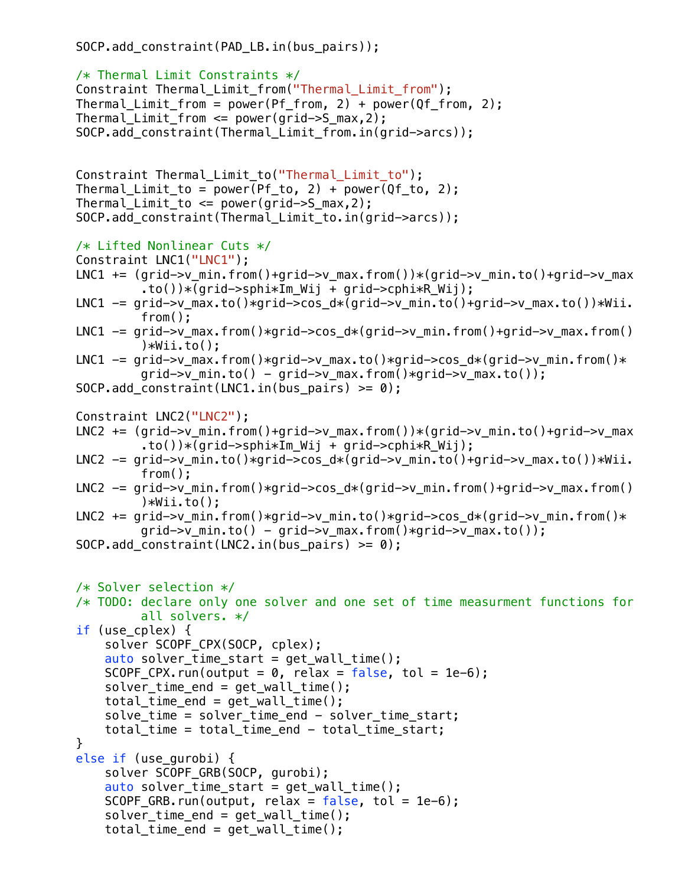```
SOCP.add_constraint(PAD_LB.in(bus_pairs));

/* Thermal Limit Constraints */
Constraint Thermal_Limit_from("Thermal_Limit_from");
Thermal_Limit_from = power(Pf_from, 2) + power(Qf_from, 2);
Thermal_Limit_from <= power(grid->S_max,2);
SOCP.add_constraint(Thermal_Limit_from.in(grid->arcs));


Constraint Thermal_Limit_to("Thermal_Limit_to");
Thermal_Limit_to = power(Pf_to, 2) + power(Qf_to, 2);
Thermal_Limit_to <= power(grid->S_max,2);
SOCP.add_constraint(Thermal_Limit_to.in(grid->arcs));

/* Lifted Nonlinear Cuts */
Constraint LNC1("LNC1");
LNC1 += (grid->v_min.from()+grid->v_max.from())*(grid->v_min.to()+grid->v_max
        .to())*(grid->sphi*Im_Wij + grid->cphi*R_Wij);
LNC1 -= grid->v_max.to()*grid->cos_d*(grid->v_min.to()+grid->v_max.to())*Wii.
        from();
LNC1 -= grid->v_max.from()*grid->cos_d*(grid->v_min.from()+grid->v_max.from()
        )*Wii.to();
LNC1 -= grid->v_max.from()*grid->v_max.to()*grid->cos_d*(grid->v_min.from()*
        grid->v_min.to() - grid->v_max.from()*grid->v_max.to());
SOCP.add_constraint(LNC1.in(bus_pairs) >= 0);

Constraint LNC2("LNC2");
LNC2 += (grid->v_min.from()+grid->v_max.from())*(grid->v_min.to()+grid->v_max
        .to())*(grid->sphi*Im_Wij + grid->cphi*R_Wij);
LNC2 -= grid->v_min.to()*grid->cos_d*(grid->v_min.to()+grid->v_max.to())*Wii.
        from();
LNC2 -= grid->v_min.from()*grid->cos_d*(grid->v_min.from()+grid->v_max.from()
        )*Wii.to();
LNC2 += grid->v_min.from()*grid->v_min.to()*grid->cos_d*(grid->v_min.from()*
        grid->v_min.to() - grid->v_max.from()*grid->v_max.to());
SOCP.add_constraint(LNC2.in(bus_pairs) >= 0);


/* Solver selection */
/* TODO: declare only one solver and one set of time measurment functions for
        all solvers. */
if (use_cplex) {
    solver SCOPF_CPX(SOCP, cplex);
    auto solver_time_start = get_wall_time();
    SCOPF_CPX.run(output = 0, relax = false, tol = 1e-6);
    solver_time_end = get_wall_time();
    total_time_end = get_wall_time();
    solve_time = solver_time_end - solver_time_start;
    total_time = total_time_end - total_time_start;
}
else if (use_gurobi) {
    solver SCOPF_GRB(SOCP, gurobi);
    auto solver_time_start = get_wall_time();
    SCOPF_GRB.run(output, relax = false, tol = 1e-6);
    solver_time_end = get_wall_time();
    total_time_end = get_wall_time();
```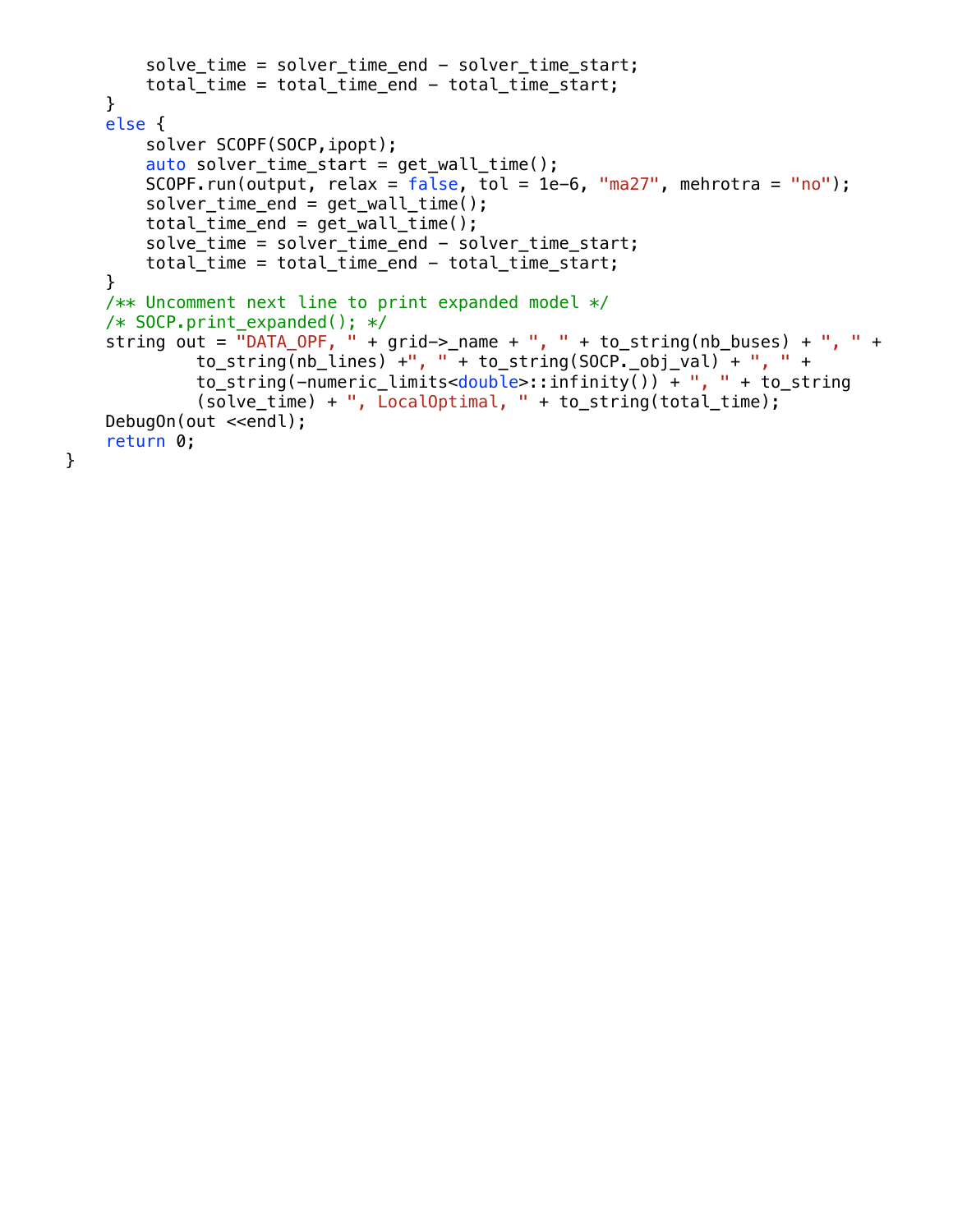```
        solve_time = solver_time_end - solver_time_start;
        total_time = total_time_end - total_time_start;
    }
    else {
        solver SCOPF(SOCP,ipopt);
        auto solver_time_start = get_wall_time();
        SCOPF.run(output, relax = false, tol = 1e-6, "ma27", mehrotra = "no");
        solver_time_end = get_wall_time();
        total_time_end = get_wall_time();
        solve_time = solver_time_end - solver_time_start;
        total_time = total_time_end - total_time_start;
    }
    /** Uncomment next line to print expanded model */
    /* SOCP.print_expanded(); */
    string out = "DATA_OPF, " + grid->_name + ", " + to_string(nb_buses) + ", " +
            to_string(nb_lines) +", " + to_string(SOCP._obj_val) + ", " +
            to_string(-numeric_limits<double>::infinity()) + ", " + to_string
            (solve_time) + ", LocalOptimal, " + to_string(total_time);
    DebugOn(out <<endl);
    return 0;
}
```